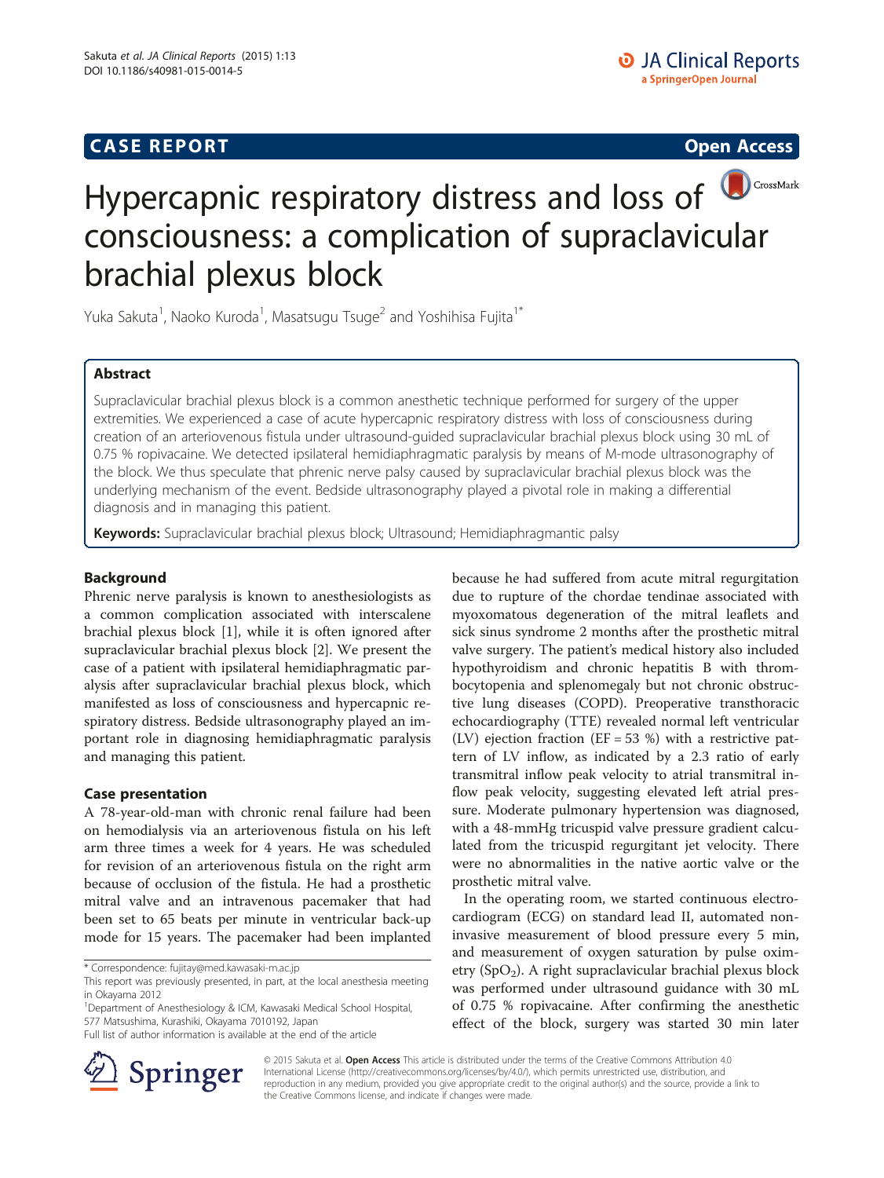**CASE REPORT** **Open Access**

# Hypercapnic respiratory distress and loss of consciousness: a complication of supraclavicular brachial plexus block

Yuka Sakuta[1], Naoko Kuroda[1], Masatsugu Tsuge[2] and Yoshihisa Fujita[1*]

## Abstract

Supraclavicular brachial plexus block is a common anesthetic technique performed for surgery of the upper extremities. We experienced a case of acute hypercapnic respiratory distress with loss of consciousness during creation of an arteriovenous fistula under ultrasound-guided supraclavicular brachial plexus block using 30 mL of 0.75 % ropivacaine. We detected ipsilateral hemidiaphragmatic paralysis by means of M-mode ultrasonography of the block. We thus speculate that phrenic nerve palsy caused by supraclavicular brachial plexus block was the underlying mechanism of the event. Bedside ultrasonography played a pivotal role in making a differential diagnosis and in managing this patient.

**Keywords:** Supraclavicular brachial plexus block; Ultrasound; Hemidiaphragmantic palsy

## Background

Phrenic nerve paralysis is known to anesthesiologists as a common complication associated with interscalene brachial plexus block [1], while it is often ignored after supraclavicular brachial plexus block [2]. We present the case of a patient with ipsilateral hemidiaphragmatic paralysis after supraclavicular brachial plexus block, which manifested as loss of consciousness and hypercapnic respiratory distress. Bedside ultrasonography played an important role in diagnosing hemidiaphragmatic paralysis and managing this patient.

## Case presentation

A 78-year-old-man with chronic renal failure had been on hemodialysis via an arteriovenous fistula on his left arm three times a week for 4 years. He was scheduled for revision of an arteriovenous fistula on the right arm because of occlusion of the fistula. He had a prosthetic mitral valve and an intravenous pacemaker that had been set to 65 beats per minute in ventricular back-up mode for 15 years. The pacemaker had been implanted because he had suffered from acute mitral regurgitation due to rupture of the chordae tendinae associated with myoxomatous degeneration of the mitral leaflets and sick sinus syndrome 2 months after the prosthetic mitral valve surgery. The patient's medical history also included hypothyroidism and chronic hepatitis B with thrombocytopenia and splenomegaly but not chronic obstructive lung diseases (COPD). Preoperative transthoracic echocardiography (TTE) revealed normal left ventricular (LV) ejection fraction (EF = 53 %) with a restrictive pattern of LV inflow, as indicated by a 2.3 ratio of early transmitral inflow peak velocity to atrial transmitral inflow peak velocity, suggesting elevated left atrial pressure. Moderate pulmonary hypertension was diagnosed, with a 48-mmHg tricuspid valve pressure gradient calculated from the tricuspid regurgitant jet velocity. There were no abnormalities in the native aortic valve or the prosthetic mitral valve.

In the operating room, we started continuous electrocardiogram (ECG) on standard lead II, automated noninvasive measurement of blood pressure every 5 min, and measurement of oxygen saturation by pulse oximetry ($SpO_2$). A right supraclavicular brachial plexus block was performed under ultrasound guidance with 30 mL of 0.75 % ropivacaine. After confirming the anesthetic effect of the block, surgery was started 30 min later

\* Correspondence: fujitay@med.kawasaki-m.ac.jp

This report was previously presented, in part, at the local anesthesia meeting in Okayama 2012

[1]Department of Anesthesiology & ICM, Kawasaki Medical School Hospital, 577 Matsushima, Kurashiki, Okayama 7010192, Japan

Full list of author information is available at the end of the article

© 2015 Sakuta et al. **Open Access** This article is distributed under the terms of the Creative Commons Attribution 4.0 International License (http://creativecommons.org/licenses/by/4.0/), which permits unrestricted use, distribution, and reproduction in any medium, provided you give appropriate credit to the original author(s) and the source, provide a link to the Creative Commons license, and indicate if changes were made.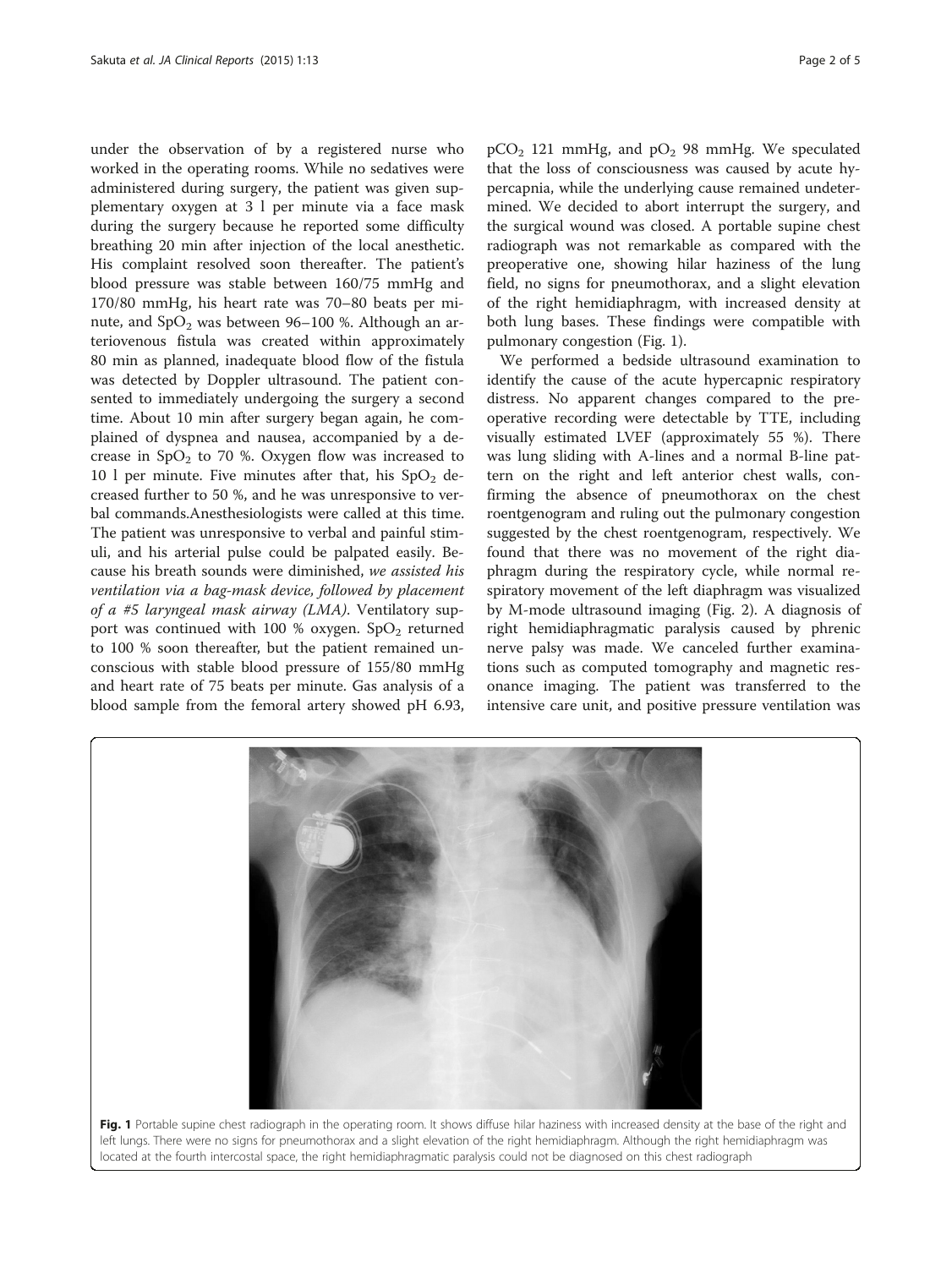under the observation of by a registered nurse who worked in the operating rooms. While no sedatives were administered during surgery, the patient was given supplementary oxygen at 3 l per minute via a face mask during the surgery because he reported some difficulty breathing 20 min after injection of the local anesthetic. His complaint resolved soon thereafter. The patient's blood pressure was stable between 160/75 mmHg and 170/80 mmHg, his heart rate was 70–80 beats per minute, and $SpO_2$ was between 96–100 %. Although an arteriovenous fistula was created within approximately 80 min as planned, inadequate blood flow of the fistula was detected by Doppler ultrasound. The patient consented to immediately undergoing the surgery a second time. About 10 min after surgery began again, he complained of dyspnea and nausea, accompanied by a decrease in $SpO_2$ to 70 %. Oxygen flow was increased to 10 l per minute. Five minutes after that, his $SpO_2$ decreased further to 50 %, and he was unresponsive to verbal commands.Anesthesiologists were called at this time. The patient was unresponsive to verbal and painful stimuli, and his arterial pulse could be palpated easily. Because his breath sounds were diminished, *we assisted his ventilation via a bag-mask device, followed by placement of a #5 laryngeal mask airway (LMA)*. Ventilatory support was continued with 100 % oxygen. $SpO_2$ returned to 100 % soon thereafter, but the patient remained unconscious with stable blood pressure of 155/80 mmHg and heart rate of 75 beats per minute. Gas analysis of a blood sample from the femoral artery showed pH 6.93, $pCO_2$ 121 mmHg, and $pO_2$ 98 mmHg. We speculated that the loss of consciousness was caused by acute hypercapnia, while the underlying cause remained undetermined. We decided to abort interrupt the surgery, and the surgical wound was closed. A portable supine chest radiograph was not remarkable as compared with the preoperative one, showing hilar haziness of the lung field, no signs for pneumothorax, and a slight elevation of the right hemidiaphragm, with increased density at both lung bases. These findings were compatible with pulmonary congestion (Fig. 1).

We performed a bedside ultrasound examination to identify the cause of the acute hypercapnic respiratory distress. No apparent changes compared to the preoperative recording were detectable by TTE, including visually estimated LVEF (approximately 55 %). There was lung sliding with A-lines and a normal B-line pattern on the right and left anterior chest walls, confirming the absence of pneumothorax on the chest roentgenogram and ruling out the pulmonary congestion suggested by the chest roentgenogram, respectively. We found that there was no movement of the right diaphragm during the respiratory cycle, while normal respiratory movement of the left diaphragm was visualized by M-mode ultrasound imaging (Fig. 2). A diagnosis of right hemidiaphragmatic paralysis caused by phrenic nerve palsy was made. We canceled further examinations such as computed tomography and magnetic resonance imaging. The patient was transferred to the intensive care unit, and positive pressure ventilation was

**Fig. 1** Portable supine chest radiograph in the operating room. It shows diffuse hilar haziness with increased density at the base of the right and left lungs. There were no signs for pneumothorax and a slight elevation of the right hemidiaphragm. Although the right hemidiaphragm was located at the fourth intercostal space, the right hemidiaphragmatic paralysis could not be diagnosed on this chest radiograph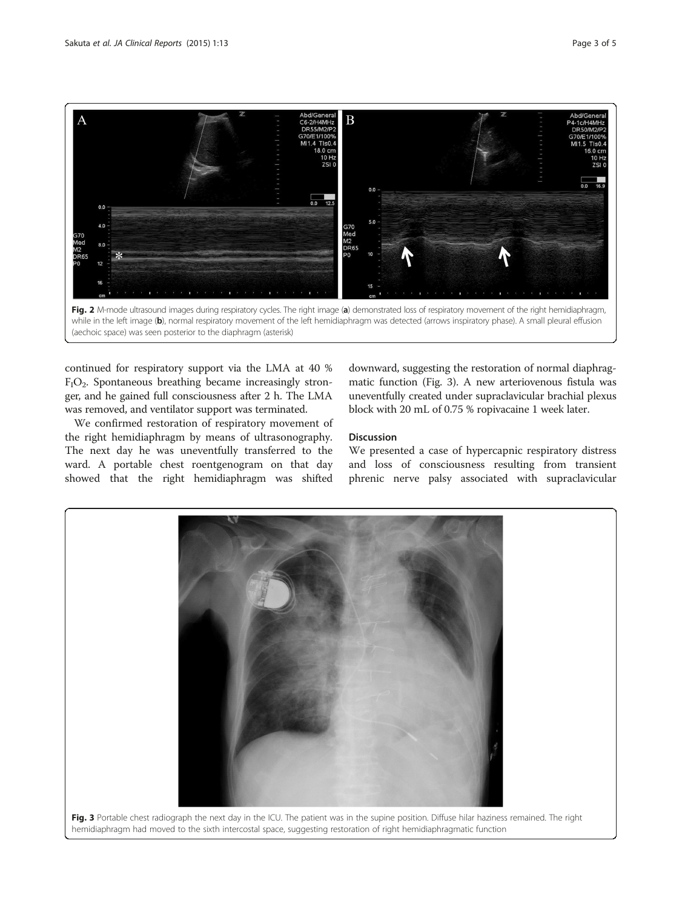Fig. 2 M-mode ultrasound images during respiratory cycles. The right image (a) demonstrated loss of respiratory movement of the right hemidiaphragm, while in the left image (b), normal respiratory movement of the left hemidiaphragm was detected (arrows inspiratory phase). A small pleural effusion (aechoic space) was seen posterior to the diaphragm (asterisk)

continued for respiratory support via the LMA at 40 % $F_IO_2$. Spontaneous breathing became increasingly stronger, and he gained full consciousness after 2 h. The LMA was removed, and ventilator support was terminated.

We confirmed restoration of respiratory movement of the right hemidiaphragm by means of ultrasonography. The next day he was uneventfully transferred to the ward. A portable chest roentgenogram on that day showed that the right hemidiaphragm was shifted downward, suggesting the restoration of normal diaphragmatic function (Fig. 3). A new arteriovenous fistula was uneventfully created under supraclavicular brachial plexus block with 20 mL of 0.75 % ropivacaine 1 week later.

## Discussion

We presented a case of hypercapnic respiratory distress and loss of consciousness resulting from transient phrenic nerve palsy associated with supraclavicular

Fig. 3 Portable chest radiograph the next day in the ICU. The patient was in the supine position. Diffuse hilar haziness remained. The right hemidiaphragm had moved to the sixth intercostal space, suggesting restoration of right hemidiaphragmatic function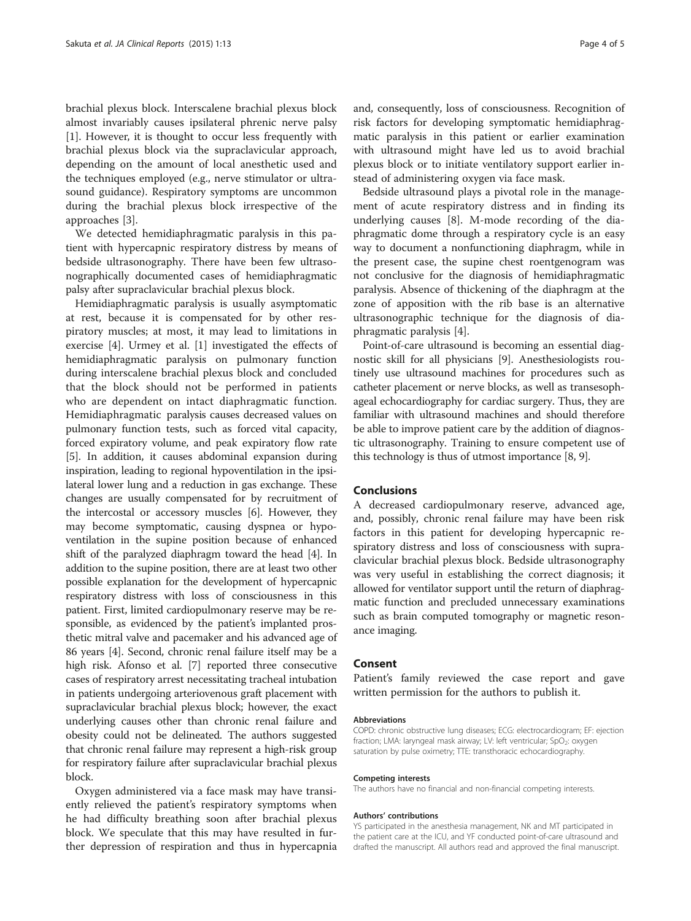brachial plexus block. Interscalene brachial plexus block almost invariably causes ipsilateral phrenic nerve palsy [1]. However, it is thought to occur less frequently with brachial plexus block via the supraclavicular approach, depending on the amount of local anesthetic used and the techniques employed (e.g., nerve stimulator or ultrasound guidance). Respiratory symptoms are uncommon during the brachial plexus block irrespective of the approaches [3].

We detected hemidiaphragmatic paralysis in this patient with hypercapnic respiratory distress by means of bedside ultrasonography. There have been few ultrasonographically documented cases of hemidiaphragmatic palsy after supraclavicular brachial plexus block.

Hemidiaphragmatic paralysis is usually asymptomatic at rest, because it is compensated for by other respiratory muscles; at most, it may lead to limitations in exercise [4]. Urmey et al. [1] investigated the effects of hemidiaphragmatic paralysis on pulmonary function during interscalene brachial plexus block and concluded that the block should not be performed in patients who are dependent on intact diaphragmatic function. Hemidiaphragmatic paralysis causes decreased values on pulmonary function tests, such as forced vital capacity, forced expiratory volume, and peak expiratory flow rate [5]. In addition, it causes abdominal expansion during inspiration, leading to regional hypoventilation in the ipsilateral lower lung and a reduction in gas exchange. These changes are usually compensated for by recruitment of the intercostal or accessory muscles [6]. However, they may become symptomatic, causing dyspnea or hypoventilation in the supine position because of enhanced shift of the paralyzed diaphragm toward the head [4]. In addition to the supine position, there are at least two other possible explanation for the development of hypercapnic respiratory distress with loss of consciousness in this patient. First, limited cardiopulmonary reserve may be responsible, as evidenced by the patient's implanted prosthetic mitral valve and pacemaker and his advanced age of 86 years [4]. Second, chronic renal failure itself may be a high risk. Afonso et al. [7] reported three consecutive cases of respiratory arrest necessitating tracheal intubation in patients undergoing arteriovenous graft placement with supraclavicular brachial plexus block; however, the exact underlying causes other than chronic renal failure and obesity could not be delineated. The authors suggested that chronic renal failure may represent a high-risk group for respiratory failure after supraclavicular brachial plexus block.

Oxygen administered via a face mask may have transiently relieved the patient's respiratory symptoms when he had difficulty breathing soon after brachial plexus block. We speculate that this may have resulted in further depression of respiration and thus in hypercapnia and, consequently, loss of consciousness. Recognition of risk factors for developing symptomatic hemidiaphragmatic paralysis in this patient or earlier examination with ultrasound might have led us to avoid brachial plexus block or to initiate ventilatory support earlier instead of administering oxygen via face mask.

Bedside ultrasound plays a pivotal role in the management of acute respiratory distress and in finding its underlying causes [8]. M-mode recording of the diaphragmatic dome through a respiratory cycle is an easy way to document a nonfunctioning diaphragm, while in the present case, the supine chest roentgenogram was not conclusive for the diagnosis of hemidiaphragmatic paralysis. Absence of thickening of the diaphragm at the zone of apposition with the rib base is an alternative ultrasonographic technique for the diagnosis of diaphragmatic paralysis [4].

Point-of-care ultrasound is becoming an essential diagnostic skill for all physicians [9]. Anesthesiologists routinely use ultrasound machines for procedures such as catheter placement or nerve blocks, as well as transesophageal echocardiography for cardiac surgery. Thus, they are familiar with ultrasound machines and should therefore be able to improve patient care by the addition of diagnostic ultrasonography. Training to ensure competent use of this technology is thus of utmost importance [8, 9].

## Conclusions

A decreased cardiopulmonary reserve, advanced age, and, possibly, chronic renal failure may have been risk factors in this patient for developing hypercapnic respiratory distress and loss of consciousness with supraclavicular brachial plexus block. Bedside ultrasonography was very useful in establishing the correct diagnosis; it allowed for ventilator support until the return of diaphragmatic function and precluded unnecessary examinations such as brain computed tomography or magnetic resonance imaging.

## Consent

Patient's family reviewed the case report and gave written permission for the authors to publish it.

#### Abbreviations

COPD: chronic obstructive lung diseases; ECG: electrocardiogram; EF: ejection fraction; LMA: laryngeal mask airway; LV: left ventricular; $SpO_2$: oxygen saturation by pulse oximetry; TTE: transthoracic echocardiography.

#### Competing interests

The authors have no financial and non-financial competing interests.

#### Authors' contributions

YS participated in the anesthesia management, NK and MT participated in the patient care at the ICU, and YF conducted point-of-care ultrasound and drafted the manuscript. All authors read and approved the final manuscript.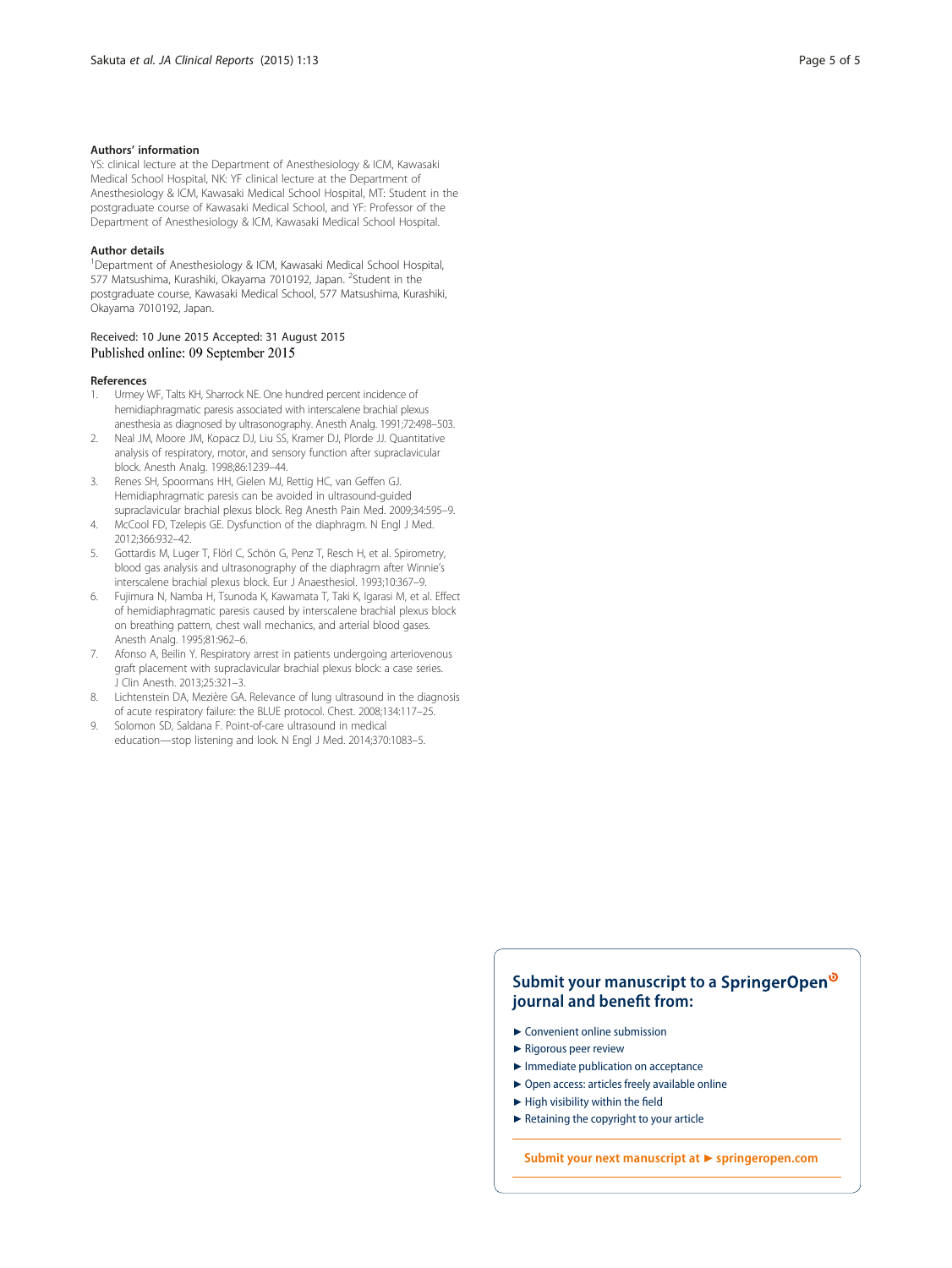### Authors' information

YS: clinical lecture at the Department of Anesthesiology & ICM, Kawasaki Medical School Hospital, NK: YF clinical lecture at the Department of Anesthesiology & ICM, Kawasaki Medical School Hospital, MT: Student in the postgraduate course of Kawasaki Medical School, and YF: Professor of the Department of Anesthesiology & ICM, Kawasaki Medical School Hospital.

### Author details

[1]Department of Anesthesiology & ICM, Kawasaki Medical School Hospital, 577 Matsushima, Kurashiki, Okayama 7010192, Japan. [2]Student in the postgraduate course, Kawasaki Medical School, 577 Matsushima, Kurashiki, Okayama 7010192, Japan.

Received: 10 June 2015 Accepted: 31 August 2015
Published online: 09 September 2015

### References

1. Urmey WF, Talts KH, Sharrock NE. One hundred percent incidence of hemidiaphragmatic paresis associated with interscalene brachial plexus anesthesia as diagnosed by ultrasonography. Anesth Analg. 1991;72:498–503.
2. Neal JM, Moore JM, Kopacz DJ, Liu SS, Kramer DJ, Plorde JJ. Quantitative analysis of respiratory, motor, and sensory function after supraclavicular block. Anesth Analg. 1998;86:1239–44.
3. Renes SH, Spoormans HH, Gielen MJ, Rettig HC, van Geffen GJ. Hemidiaphragmatic paresis can be avoided in ultrasound-guided supraclavicular brachial plexus block. Reg Anesth Pain Med. 2009;34:595–9.
4. McCool FD, Tzelepis GE. Dysfunction of the diaphragm. N Engl J Med. 2012;366:932–42.
5. Gottardis M, Luger T, Flörl C, Schön G, Penz T, Resch H, et al. Spirometry, blood gas analysis and ultrasonography of the diaphragm after Winnie's interscalene brachial plexus block. Eur J Anaesthesiol. 1993;10:367–9.
6. Fujimura N, Namba H, Tsunoda K, Kawamata T, Taki K, Igarasi M, et al. Effect of hemidiaphragmatic paresis caused by interscalene brachial plexus block on breathing pattern, chest wall mechanics, and arterial blood gases. Anesth Analg. 1995;81:962–6.
7. Afonso A, Beilin Y. Respiratory arrest in patients undergoing arteriovenous graft placement with supraclavicular brachial plexus block: a case series. J Clin Anesth. 2013;25:321–3.
8. Lichtenstein DA, Mezière GA. Relevance of lung ultrasound in the diagnosis of acute respiratory failure: the BLUE protocol. Chest. 2008;134:117–25.
9. Solomon SD, Saldana F. Point-of-care ultrasound in medical education—stop listening and look. N Engl J Med. 2014;370:1083–5.

**Submit your manuscript to a SpringerOpen journal and benefit from:**

- ► Convenient online submission
- ► Rigorous peer review
- ► Immediate publication on acceptance
- ► Open access: articles freely available online
- ► High visibility within the field
- ► Retaining the copyright to your article

**Submit your next manuscript at ► springeropen.com**